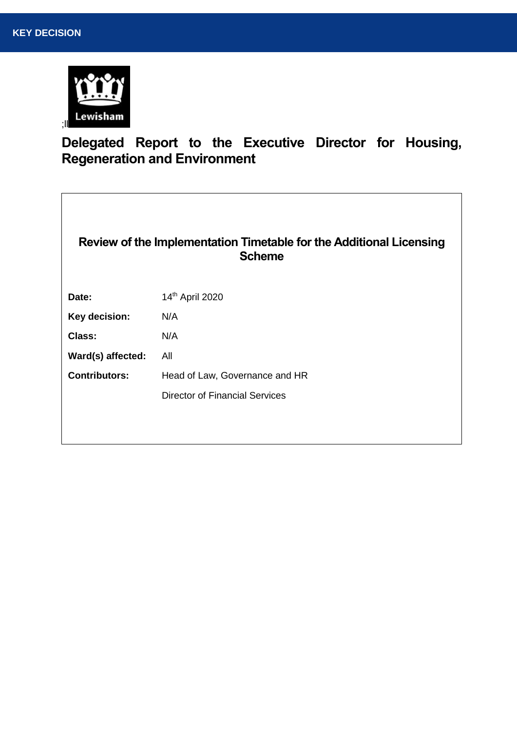**KEY DECISION**

Lewisham

# Delegated Report to the Executive Director for Housing, Regeneration and Environment

## Review of the Implementation Timetable for the Additional Licensing Scheme

| | |
|---|---|
| **Date:** | 14th April 2020 |
| **Key decision:** | N/A |
| **Class:** | N/A |
| **Ward(s) affected:** | All |
| **Contributors:** | Head of Law, Governance and HR |
| | Director of Financial Services |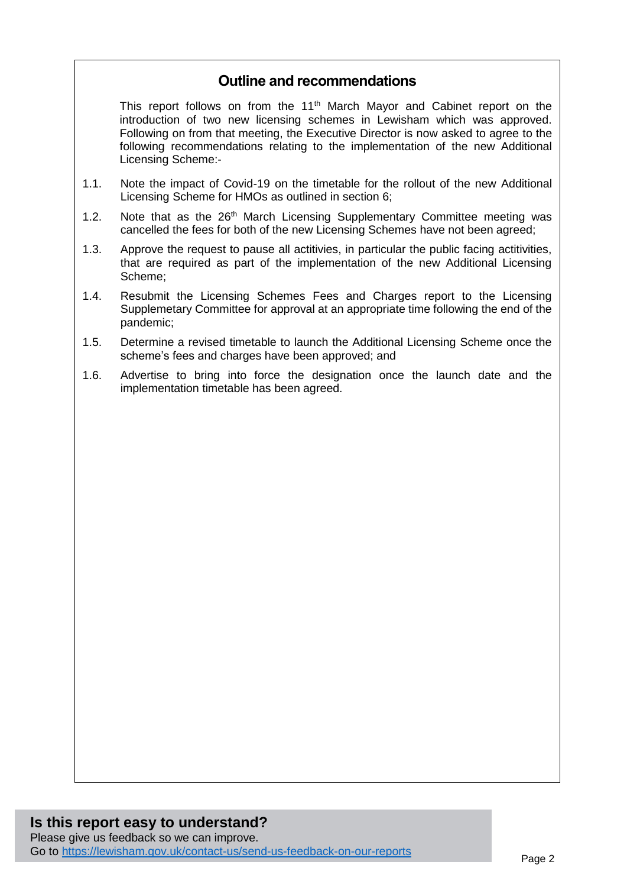## Outline and recommendations

This report follows on from the 11th March Mayor and Cabinet report on the introduction of two new licensing schemes in Lewisham which was approved. Following on from that meeting, the Executive Director is now asked to agree to the following recommendations relating to the implementation of the new Additional Licensing Scheme:-

1.1. Note the impact of Covid-19 on the timetable for the rollout of the new Additional Licensing Scheme for HMOs as outlined in section 6;

1.2. Note that as the 26th March Licensing Supplementary Committee meeting was cancelled the fees for both of the new Licensing Schemes have not been agreed;

1.3. Approve the request to pause all actitivies, in particular the public facing actitivities, that are required as part of the implementation of the new Additional Licensing Scheme;

1.4. Resubmit the Licensing Schemes Fees and Charges report to the Licensing Supplemetary Committee for approval at an appropriate time following the end of the pandemic;

1.5. Determine a revised timetable to launch the Additional Licensing Scheme once the scheme's fees and charges have been approved; and

1.6. Advertise to bring into force the designation once the launch date and the implementation timetable has been agreed.

**Is this report easy to understand?**
Please give us feedback so we can improve.
Go to https://lewisham.gov.uk/contact-us/send-us-feedback-on-our-reports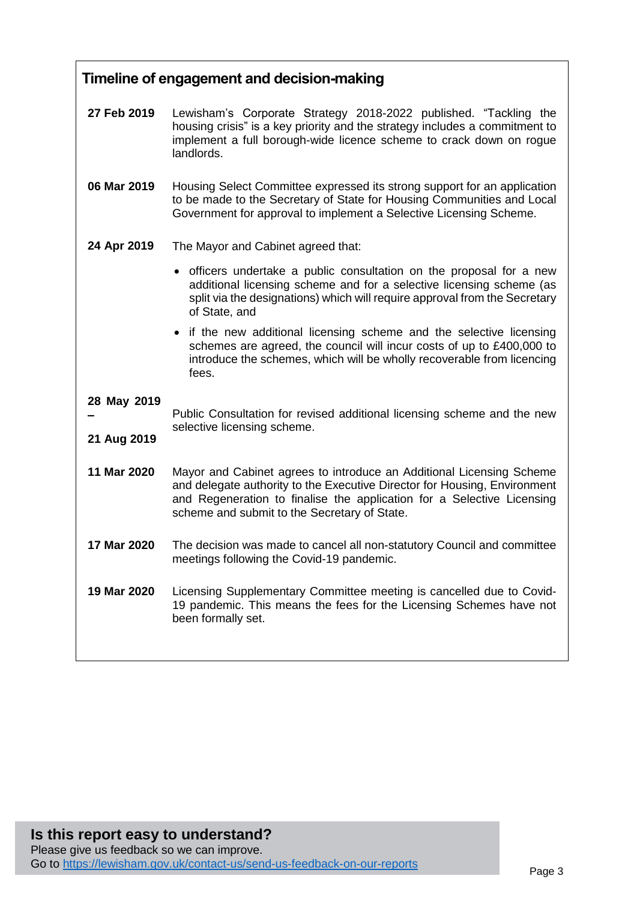## Timeline of engagement and decision-making

**27 Feb 2019** Lewisham's Corporate Strategy 2018-2022 published. "Tackling the housing crisis" is a key priority and the strategy includes a commitment to implement a full borough-wide licence scheme to crack down on rogue landlords.

**06 Mar 2019** Housing Select Committee expressed its strong support for an application to be made to the Secretary of State for Housing Communities and Local Government for approval to implement a Selective Licensing Scheme.

**24 Apr 2019** The Mayor and Cabinet agreed that:

- officers undertake a public consultation on the proposal for a new additional licensing scheme and for a selective licensing scheme (as split via the designations) which will require approval from the Secretary of State, and
- if the new additional licensing scheme and the selective licensing schemes are agreed, the council will incur costs of up to £400,000 to introduce the schemes, which will be wholly recoverable from licencing fees.

**28 May 2019 – 21 Aug 2019** Public Consultation for revised additional licensing scheme and the new selective licensing scheme.

**11 Mar 2020** Mayor and Cabinet agrees to introduce an Additional Licensing Scheme and delegate authority to the Executive Director for Housing, Environment and Regeneration to finalise the application for a Selective Licensing scheme and submit to the Secretary of State.

**17 Mar 2020** The decision was made to cancel all non-statutory Council and committee meetings following the Covid-19 pandemic.

**19 Mar 2020** Licensing Supplementary Committee meeting is cancelled due to Covid-19 pandemic. This means the fees for the Licensing Schemes have not been formally set.

**Is this report easy to understand?**
Please give us feedback so we can improve.
Go to https://lewisham.gov.uk/contact-us/send-us-feedback-on-our-reports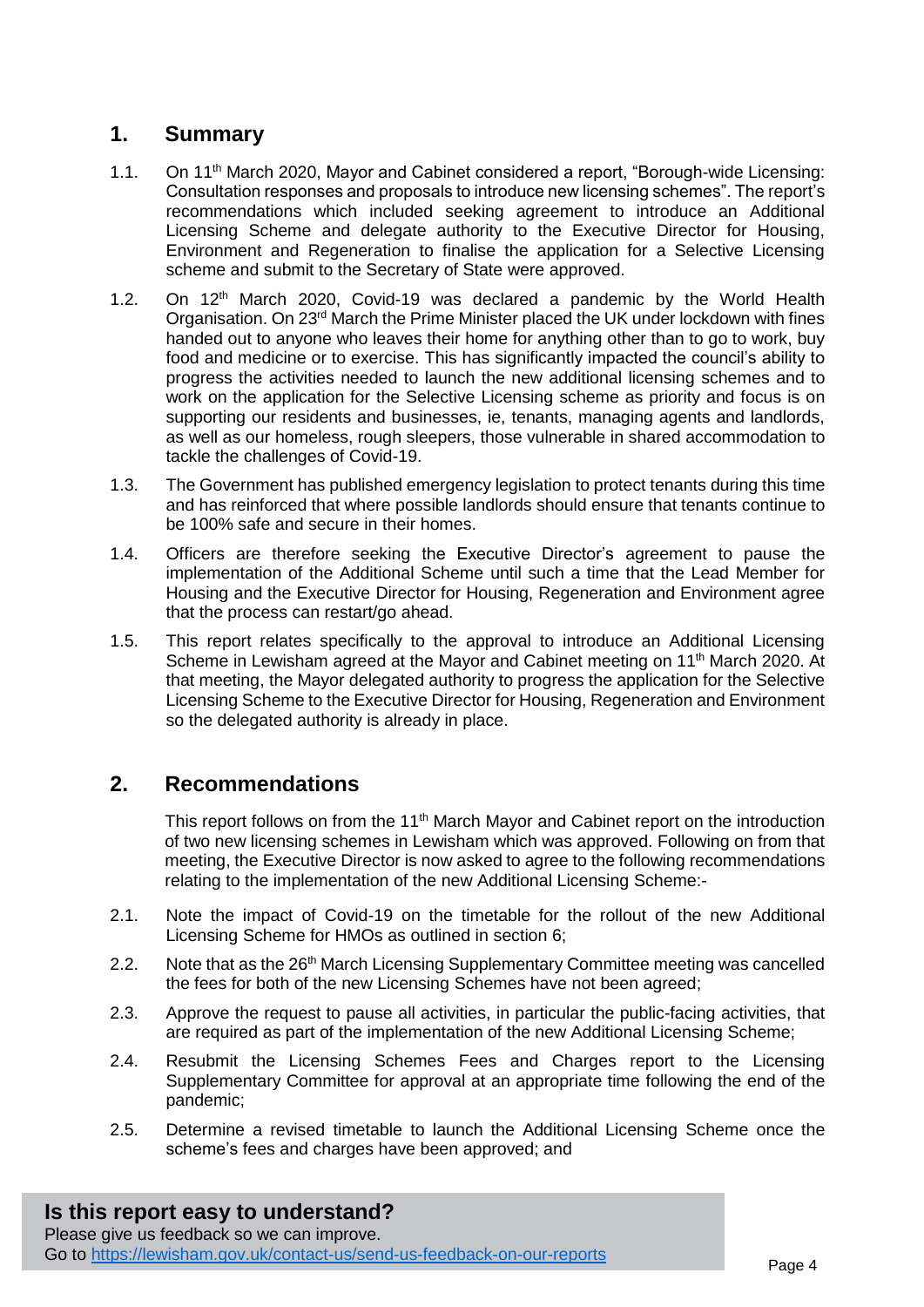## 1. Summary

1.1. On 11th March 2020, Mayor and Cabinet considered a report, "Borough-wide Licensing: Consultation responses and proposals to introduce new licensing schemes". The report's recommendations which included seeking agreement to introduce an Additional Licensing Scheme and delegate authority to the Executive Director for Housing, Environment and Regeneration to finalise the application for a Selective Licensing scheme and submit to the Secretary of State were approved.

1.2. On 12th March 2020, Covid-19 was declared a pandemic by the World Health Organisation. On 23rd March the Prime Minister placed the UK under lockdown with fines handed out to anyone who leaves their home for anything other than to go to work, buy food and medicine or to exercise. This has significantly impacted the council's ability to progress the activities needed to launch the new additional licensing schemes and to work on the application for the Selective Licensing scheme as priority and focus is on supporting our residents and businesses, ie, tenants, managing agents and landlords, as well as our homeless, rough sleepers, those vulnerable in shared accommodation to tackle the challenges of Covid-19.

1.3. The Government has published emergency legislation to protect tenants during this time and has reinforced that where possible landlords should ensure that tenants continue to be 100% safe and secure in their homes.

1.4. Officers are therefore seeking the Executive Director's agreement to pause the implementation of the Additional Scheme until such a time that the Lead Member for Housing and the Executive Director for Housing, Regeneration and Environment agree that the process can restart/go ahead.

1.5. This report relates specifically to the approval to introduce an Additional Licensing Scheme in Lewisham agreed at the Mayor and Cabinet meeting on 11th March 2020. At that meeting, the Mayor delegated authority to progress the application for the Selective Licensing Scheme to the Executive Director for Housing, Regeneration and Environment so the delegated authority is already in place.

## 2. Recommendations

This report follows on from the 11th March Mayor and Cabinet report on the introduction of two new licensing schemes in Lewisham which was approved. Following on from that meeting, the Executive Director is now asked to agree to the following recommendations relating to the implementation of the new Additional Licensing Scheme:-

2.1. Note the impact of Covid-19 on the timetable for the rollout of the new Additional Licensing Scheme for HMOs as outlined in section 6;

2.2. Note that as the 26th March Licensing Supplementary Committee meeting was cancelled the fees for both of the new Licensing Schemes have not been agreed;

2.3. Approve the request to pause all activities, in particular the public-facing activities, that are required as part of the implementation of the new Additional Licensing Scheme;

2.4. Resubmit the Licensing Schemes Fees and Charges report to the Licensing Supplementary Committee for approval at an appropriate time following the end of the pandemic;

2.5. Determine a revised timetable to launch the Additional Licensing Scheme once the scheme's fees and charges have been approved; and

**Is this report easy to understand?**
Please give us feedback so we can improve.
Go to https://lewisham.gov.uk/contact-us/send-us-feedback-on-our-reports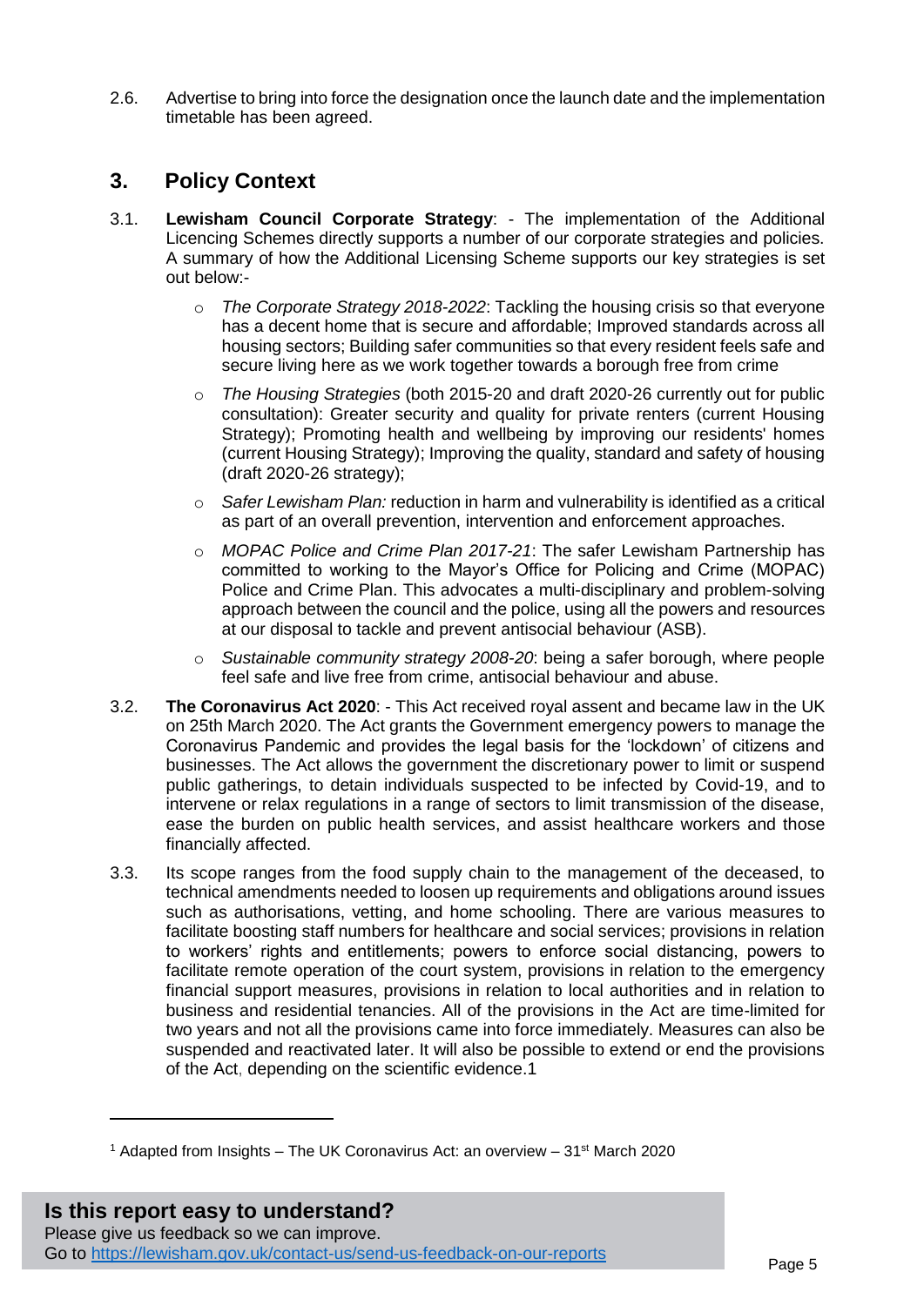2.6. Advertise to bring into force the designation once the launch date and the implementation timetable has been agreed.

## 3. Policy Context

3.1. **Lewisham Council Corporate Strategy**: - The implementation of the Additional Licencing Schemes directly supports a number of our corporate strategies and policies. A summary of how the Additional Licensing Scheme supports our key strategies is set out below:-

- *The Corporate Strategy 2018-2022*: Tackling the housing crisis so that everyone has a decent home that is secure and affordable; Improved standards across all housing sectors; Building safer communities so that every resident feels safe and secure living here as we work together towards a borough free from crime
- *The Housing Strategies* (both 2015-20 and draft 2020-26 currently out for public consultation): Greater security and quality for private renters (current Housing Strategy); Promoting health and wellbeing by improving our residents' homes (current Housing Strategy); Improving the quality, standard and safety of housing (draft 2020-26 strategy);
- *Safer Lewisham Plan:* reduction in harm and vulnerability is identified as a critical as part of an overall prevention, intervention and enforcement approaches.
- *MOPAC Police and Crime Plan 2017-21*: The safer Lewisham Partnership has committed to working to the Mayor's Office for Policing and Crime (MOPAC) Police and Crime Plan. This advocates a multi-disciplinary and problem-solving approach between the council and the police, using all the powers and resources at our disposal to tackle and prevent antisocial behaviour (ASB).
- *Sustainable community strategy 2008-20*: being a safer borough, where people feel safe and live free from crime, antisocial behaviour and abuse.

3.2. **The Coronavirus Act 2020**: - This Act received royal assent and became law in the UK on 25th March 2020. The Act grants the Government emergency powers to manage the Coronavirus Pandemic and provides the legal basis for the 'lockdown' of citizens and businesses. The Act allows the government the discretionary power to limit or suspend public gatherings, to detain individuals suspected to be infected by Covid-19, and to intervene or relax regulations in a range of sectors to limit transmission of the disease, ease the burden on public health services, and assist healthcare workers and those financially affected.

3.3. Its scope ranges from the food supply chain to the management of the deceased, to technical amendments needed to loosen up requirements and obligations around issues such as authorisations, vetting, and home schooling. There are various measures to facilitate boosting staff numbers for healthcare and social services; provisions in relation to workers' rights and entitlements; powers to enforce social distancing, powers to facilitate remote operation of the court system, provisions in relation to the emergency financial support measures, provisions in relation to local authorities and in relation to business and residential tenancies. All of the provisions in the Act are time-limited for two years and not all the provisions came into force immediately. Measures can also be suspended and reactivated later. It will also be possible to extend or end the provisions of the Act, depending on the scientific evidence.[1]

---

[1] Adapted from Insights – The UK Coronavirus Act: an overview – 31st March 2020

**Is this report easy to understand?**
Please give us feedback so we can improve.
Go to https://lewisham.gov.uk/contact-us/send-us-feedback-on-our-reports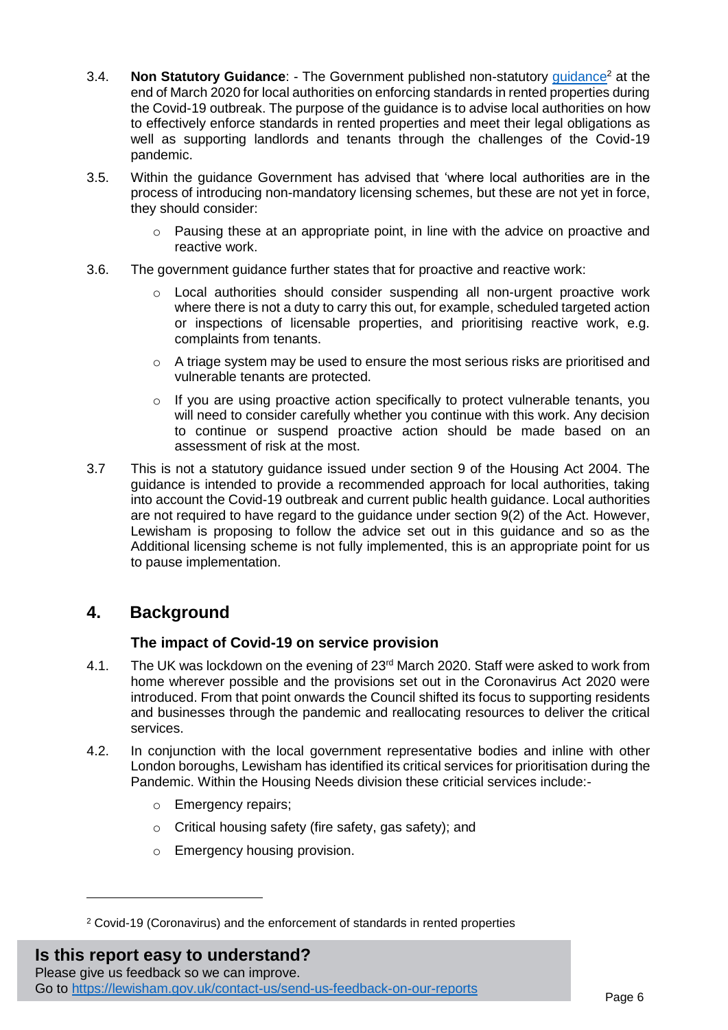3.4. **Non Statutory Guidance**: - The Government published non-statutory [guidance](#)[2] at the end of March 2020 for local authorities on enforcing standards in rented properties during the Covid-19 outbreak. The purpose of the guidance is to advise local authorities on how to effectively enforce standards in rented properties and meet their legal obligations as well as supporting landlords and tenants through the challenges of the Covid-19 pandemic.

3.5. Within the guidance Government has advised that 'where local authorities are in the process of introducing non-mandatory licensing schemes, but these are not yet in force, they should consider:

- Pausing these at an appropriate point, in line with the advice on proactive and reactive work.

3.6. The government guidance further states that for proactive and reactive work:

- Local authorities should consider suspending all non-urgent proactive work where there is not a duty to carry this out, for example, scheduled targeted action or inspections of licensable properties, and prioritising reactive work, e.g. complaints from tenants.
- A triage system may be used to ensure the most serious risks are prioritised and vulnerable tenants are protected.
- If you are using proactive action specifically to protect vulnerable tenants, you will need to consider carefully whether you continue with this work. Any decision to continue or suspend proactive action should be made based on an assessment of risk at the most.

3.7 This is not a statutory guidance issued under section 9 of the Housing Act 2004. The guidance is intended to provide a recommended approach for local authorities, taking into account the Covid-19 outbreak and current public health guidance. Local authorities are not required to have regard to the guidance under section 9(2) of the Act. However, Lewisham is proposing to follow the advice set out in this guidance and so as the Additional licensing scheme is not fully implemented, this is an appropriate point for us to pause implementation.

## 4. Background

### The impact of Covid-19 on service provision

4.1. The UK was lockdown on the evening of 23rd March 2020. Staff were asked to work from home wherever possible and the provisions set out in the Coronavirus Act 2020 were introduced. From that point onwards the Council shifted its focus to supporting residents and businesses through the pandemic and reallocating resources to deliver the critical services.

4.2. In conjunction with the local government representative bodies and inline with other London boroughs, Lewisham has identified its critical services for prioritisation during the Pandemic. Within the Housing Needs division these criticial services include:-

- Emergency repairs;
- Critical housing safety (fire safety, gas safety); and
- Emergency housing provision.

---

[2] Covid-19 (Coronavirus) and the enforcement of standards in rented properties

**Is this report easy to understand?**
Please give us feedback so we can improve.
Go to https://lewisham.gov.uk/contact-us/send-us-feedback-on-our-reports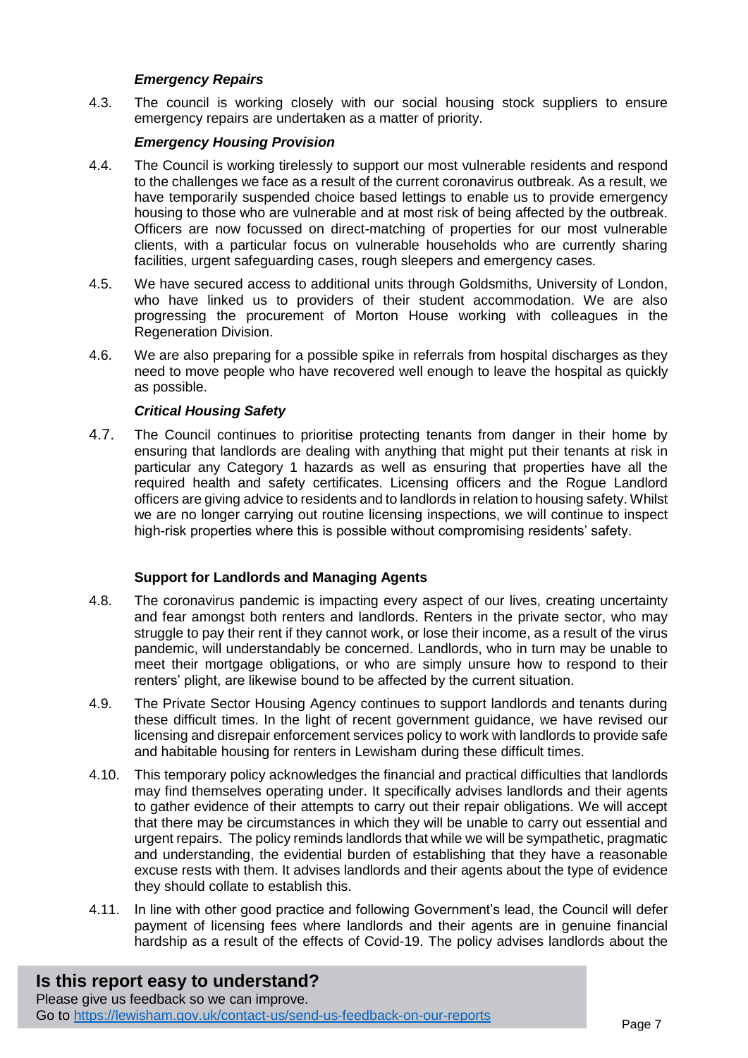***Emergency Repairs***

4.3. The council is working closely with our social housing stock suppliers to ensure emergency repairs are undertaken as a matter of priority.

***Emergency Housing Provision***

4.4. The Council is working tirelessly to support our most vulnerable residents and respond to the challenges we face as a result of the current coronavirus outbreak. As a result, we have temporarily suspended choice based lettings to enable us to provide emergency housing to those who are vulnerable and at most risk of being affected by the outbreak. Officers are now focussed on direct-matching of properties for our most vulnerable clients, with a particular focus on vulnerable households who are currently sharing facilities, urgent safeguarding cases, rough sleepers and emergency cases.

4.5. We have secured access to additional units through Goldsmiths, University of London, who have linked us to providers of their student accommodation. We are also progressing the procurement of Morton House working with colleagues in the Regeneration Division.

4.6. We are also preparing for a possible spike in referrals from hospital discharges as they need to move people who have recovered well enough to leave the hospital as quickly as possible.

***Critical Housing Safety***

4.7. The Council continues to prioritise protecting tenants from danger in their home by ensuring that landlords are dealing with anything that might put their tenants at risk in particular any Category 1 hazards as well as ensuring that properties have all the required health and safety certificates. Licensing officers and the Rogue Landlord officers are giving advice to residents and to landlords in relation to housing safety. Whilst we are no longer carrying out routine licensing inspections, we will continue to inspect high-risk properties where this is possible without compromising residents' safety.

**Support for Landlords and Managing Agents**

4.8. The coronavirus pandemic is impacting every aspect of our lives, creating uncertainty and fear amongst both renters and landlords. Renters in the private sector, who may struggle to pay their rent if they cannot work, or lose their income, as a result of the virus pandemic, will understandably be concerned. Landlords, who in turn may be unable to meet their mortgage obligations, or who are simply unsure how to respond to their renters' plight, are likewise bound to be affected by the current situation.

4.9. The Private Sector Housing Agency continues to support landlords and tenants during these difficult times. In the light of recent government guidance, we have revised our licensing and disrepair enforcement services policy to work with landlords to provide safe and habitable housing for renters in Lewisham during these difficult times.

4.10. This temporary policy acknowledges the financial and practical difficulties that landlords may find themselves operating under. It specifically advises landlords and their agents to gather evidence of their attempts to carry out their repair obligations. We will accept that there may be circumstances in which they will be unable to carry out essential and urgent repairs. The policy reminds landlords that while we will be sympathetic, pragmatic and understanding, the evidential burden of establishing that they have a reasonable excuse rests with them. It advises landlords and their agents about the type of evidence they should collate to establish this.

4.11. In line with other good practice and following Government's lead, the Council will defer payment of licensing fees where landlords and their agents are in genuine financial hardship as a result of the effects of Covid-19. The policy advises landlords about the

**Is this report easy to understand?**
Please give us feedback so we can improve.
Go to https://lewisham.gov.uk/contact-us/send-us-feedback-on-our-reports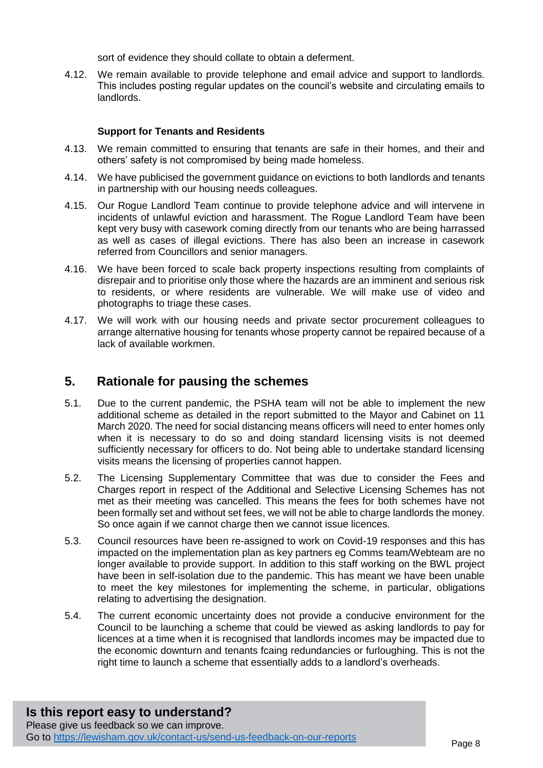sort of evidence they should collate to obtain a deferment.

4.12. We remain available to provide telephone and email advice and support to landlords. This includes posting regular updates on the council's website and circulating emails to landlords.

**Support for Tenants and Residents**

4.13. We remain committed to ensuring that tenants are safe in their homes, and their and others' safety is not compromised by being made homeless.

4.14. We have publicised the government guidance on evictions to both landlords and tenants in partnership with our housing needs colleagues.

4.15. Our Rogue Landlord Team continue to provide telephone advice and will intervene in incidents of unlawful eviction and harassment. The Rogue Landlord Team have been kept very busy with casework coming directly from our tenants who are being harrassed as well as cases of illegal evictions. There has also been an increase in casework referred from Councillors and senior managers.

4.16. We have been forced to scale back property inspections resulting from complaints of disrepair and to prioritise only those where the hazards are an imminent and serious risk to residents, or where residents are vulnerable. We will make use of video and photographs to triage these cases.

4.17. We will work with our housing needs and private sector procurement colleagues to arrange alternative housing for tenants whose property cannot be repaired because of a lack of available workmen.

## 5. Rationale for pausing the schemes

5.1. Due to the current pandemic, the PSHA team will not be able to implement the new additional scheme as detailed in the report submitted to the Mayor and Cabinet on 11 March 2020. The need for social distancing means officers will need to enter homes only when it is necessary to do so and doing standard licensing visits is not deemed sufficiently necessary for officers to do. Not being able to undertake standard licensing visits means the licensing of properties cannot happen.

5.2. The Licensing Supplementary Committee that was due to consider the Fees and Charges report in respect of the Additional and Selective Licensing Schemes has not met as their meeting was cancelled. This means the fees for both schemes have not been formally set and without set fees, we will not be able to charge landlords the money. So once again if we cannot charge then we cannot issue licences.

5.3. Council resources have been re-assigned to work on Covid-19 responses and this has impacted on the implementation plan as key partners eg Comms team/Webteam are no longer available to provide support. In addition to this staff working on the BWL project have been in self-isolation due to the pandemic. This has meant we have been unable to meet the key milestones for implementing the scheme, in particular, obligations relating to advertising the designation.

5.4. The current economic uncertainty does not provide a conducive environment for the Council to be launching a scheme that could be viewed as asking landlords to pay for licences at a time when it is recognised that landlords incomes may be impacted due to the economic downturn and tenants fcaing redundancies or furloughing. This is not the right time to launch a scheme that essentially adds to a landlord's overheads.

**Is this report easy to understand?**
Please give us feedback so we can improve.
Go to https://lewisham.gov.uk/contact-us/send-us-feedback-on-our-reports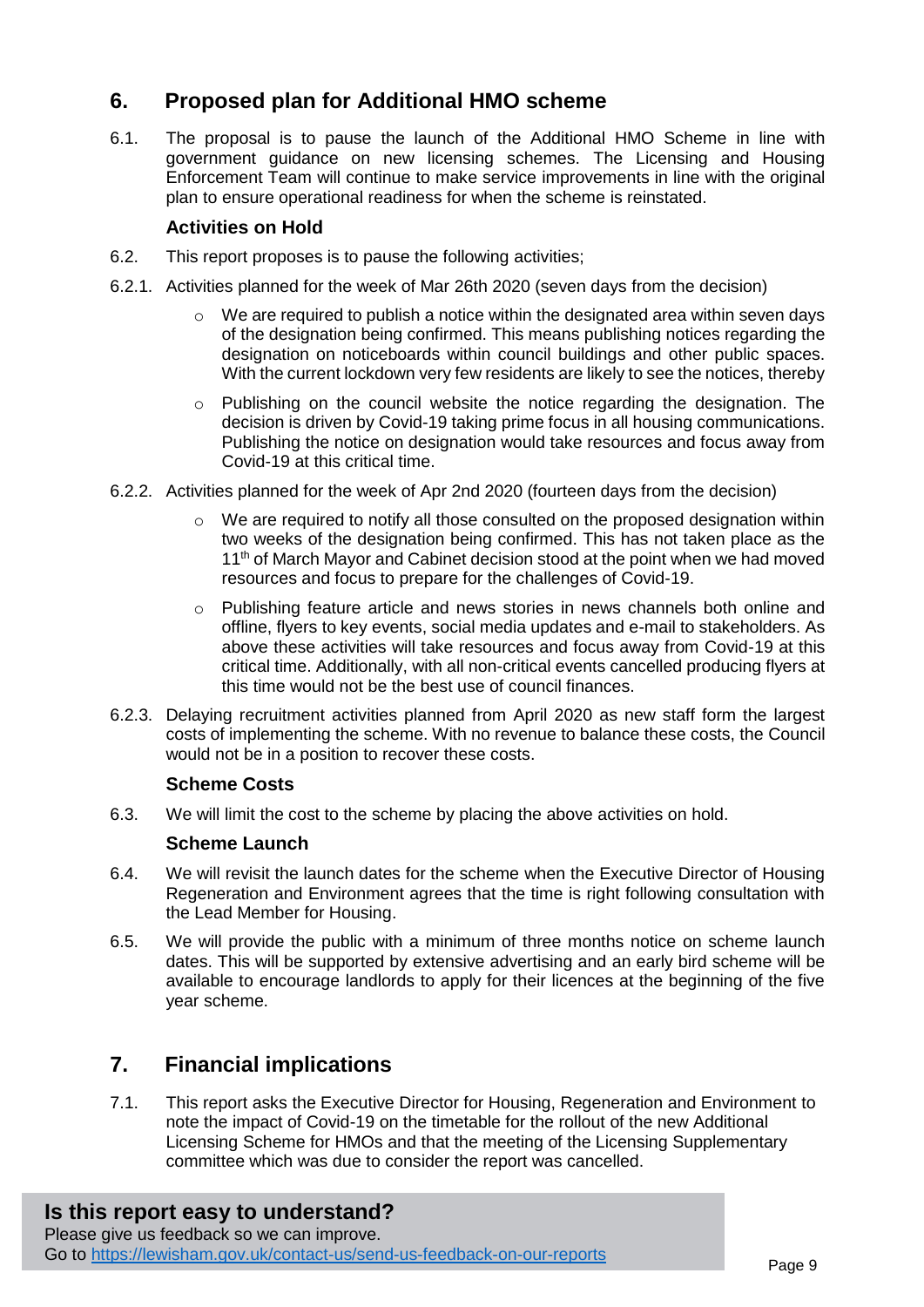## 6. Proposed plan for Additional HMO scheme

6.1. The proposal is to pause the launch of the Additional HMO Scheme in line with government guidance on new licensing schemes. The Licensing and Housing Enforcement Team will continue to make service improvements in line with the original plan to ensure operational readiness for when the scheme is reinstated.

### Activities on Hold

6.2. This report proposes is to pause the following activities;

6.2.1. Activities planned for the week of Mar 26th 2020 (seven days from the decision)

- We are required to publish a notice within the designated area within seven days of the designation being confirmed. This means publishing notices regarding the designation on noticeboards within council buildings and other public spaces. With the current lockdown very few residents are likely to see the notices, thereby
- Publishing on the council website the notice regarding the designation. The decision is driven by Covid-19 taking prime focus in all housing communications. Publishing the notice on designation would take resources and focus away from Covid-19 at this critical time.

6.2.2. Activities planned for the week of Apr 2nd 2020 (fourteen days from the decision)

- We are required to notify all those consulted on the proposed designation within two weeks of the designation being confirmed. This has not taken place as the 11th of March Mayor and Cabinet decision stood at the point when we had moved resources and focus to prepare for the challenges of Covid-19.
- Publishing feature article and news stories in news channels both online and offline, flyers to key events, social media updates and e-mail to stakeholders. As above these activities will take resources and focus away from Covid-19 at this critical time. Additionally, with all non-critical events cancelled producing flyers at this time would not be the best use of council finances.

6.2.3. Delaying recruitment activities planned from April 2020 as new staff form the largest costs of implementing the scheme. With no revenue to balance these costs, the Council would not be in a position to recover these costs.

### Scheme Costs

6.3. We will limit the cost to the scheme by placing the above activities on hold.

### Scheme Launch

6.4. We will revisit the launch dates for the scheme when the Executive Director of Housing Regeneration and Environment agrees that the time is right following consultation with the Lead Member for Housing.

6.5. We will provide the public with a minimum of three months notice on scheme launch dates. This will be supported by extensive advertising and an early bird scheme will be available to encourage landlords to apply for their licences at the beginning of the five year scheme.

## 7. Financial implications

7.1. This report asks the Executive Director for Housing, Regeneration and Environment to note the impact of Covid-19 on the timetable for the rollout of the new Additional Licensing Scheme for HMOs and that the meeting of the Licensing Supplementary committee which was due to consider the report was cancelled.

**Is this report easy to understand?**
Please give us feedback so we can improve.
Go to https://lewisham.gov.uk/contact-us/send-us-feedback-on-our-reports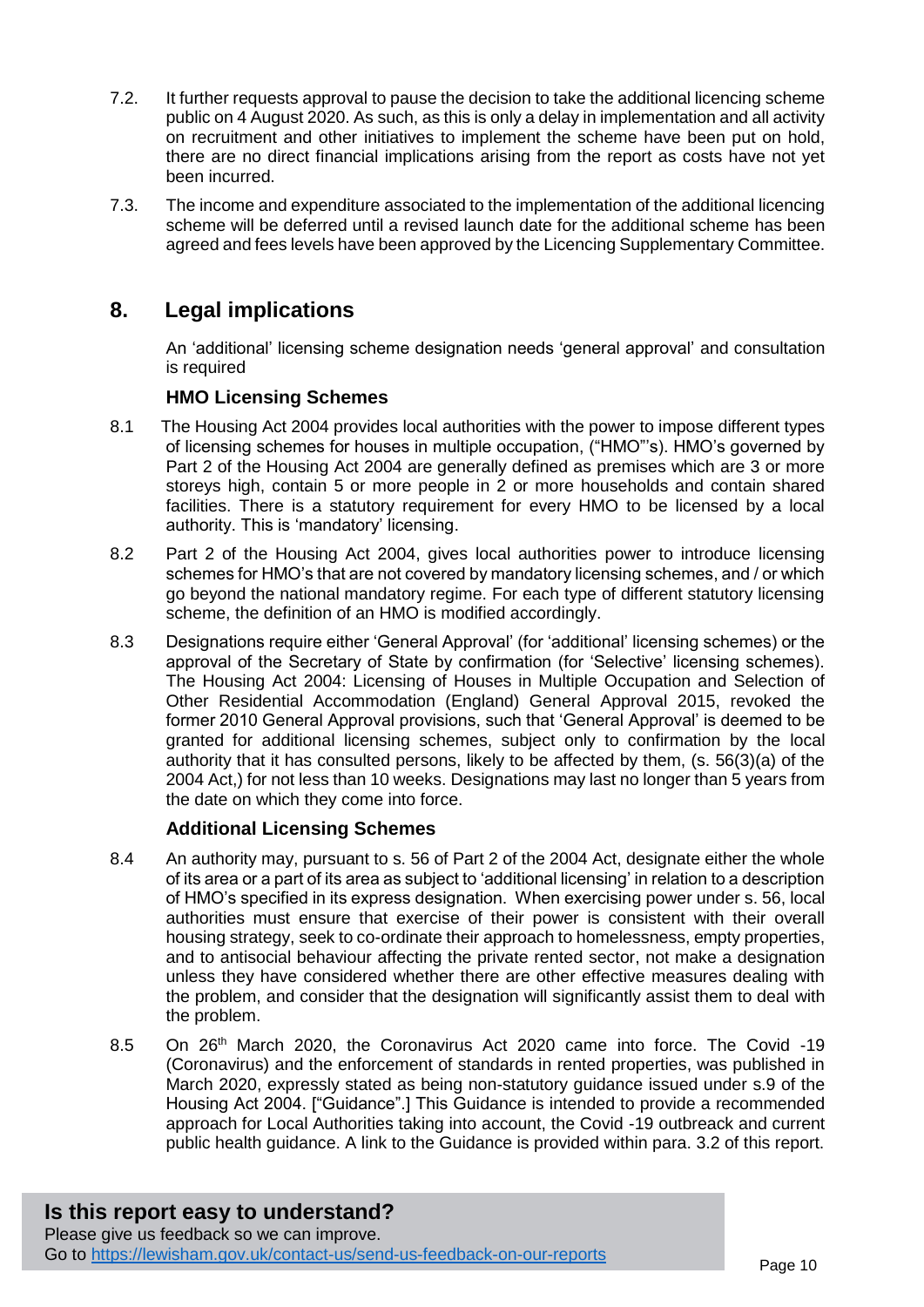7.2. It further requests approval to pause the decision to take the additional licencing scheme public on 4 August 2020. As such, as this is only a delay in implementation and all activity on recruitment and other initiatives to implement the scheme have been put on hold, there are no direct financial implications arising from the report as costs have not yet been incurred.

7.3. The income and expenditure associated to the implementation of the additional licencing scheme will be deferred until a revised launch date for the additional scheme has been agreed and fees levels have been approved by the Licencing Supplementary Committee.

## 8. Legal implications

An 'additional' licensing scheme designation needs 'general approval' and consultation is required

### HMO Licensing Schemes

8.1 The Housing Act 2004 provides local authorities with the power to impose different types of licensing schemes for houses in multiple occupation, ("HMO"'s). HMO's governed by Part 2 of the Housing Act 2004 are generally defined as premises which are 3 or more storeys high, contain 5 or more people in 2 or more households and contain shared facilities. There is a statutory requirement for every HMO to be licensed by a local authority. This is 'mandatory' licensing.

8.2 Part 2 of the Housing Act 2004, gives local authorities power to introduce licensing schemes for HMO's that are not covered by mandatory licensing schemes, and / or which go beyond the national mandatory regime. For each type of different statutory licensing scheme, the definition of an HMO is modified accordingly.

8.3 Designations require either 'General Approval' (for 'additional' licensing schemes) or the approval of the Secretary of State by confirmation (for 'Selective' licensing schemes). The Housing Act 2004: Licensing of Houses in Multiple Occupation and Selection of Other Residential Accommodation (England) General Approval 2015, revoked the former 2010 General Approval provisions, such that 'General Approval' is deemed to be granted for additional licensing schemes, subject only to confirmation by the local authority that it has consulted persons, likely to be affected by them, (s. 56(3)(a) of the 2004 Act,) for not less than 10 weeks. Designations may last no longer than 5 years from the date on which they come into force.

### Additional Licensing Schemes

8.4 An authority may, pursuant to s. 56 of Part 2 of the 2004 Act, designate either the whole of its area or a part of its area as subject to 'additional licensing' in relation to a description of HMO's specified in its express designation. When exercising power under s. 56, local authorities must ensure that exercise of their power is consistent with their overall housing strategy, seek to co-ordinate their approach to homelessness, empty properties, and to antisocial behaviour affecting the private rented sector, not make a designation unless they have considered whether there are other effective measures dealing with the problem, and consider that the designation will significantly assist them to deal with the problem.

8.5 On 26th March 2020, the Coronavirus Act 2020 came into force. The Covid -19 (Coronavirus) and the enforcement of standards in rented properties, was published in March 2020, expressly stated as being non-statutory guidance issued under s.9 of the Housing Act 2004. ["Guidance".] This Guidance is intended to provide a recommended approach for Local Authorities taking into account, the Covid -19 outbreack and current public health guidance. A link to the Guidance is provided within para. 3.2 of this report.

**Is this report easy to understand?**
Please give us feedback so we can improve.
Go to https://lewisham.gov.uk/contact-us/send-us-feedback-on-our-reports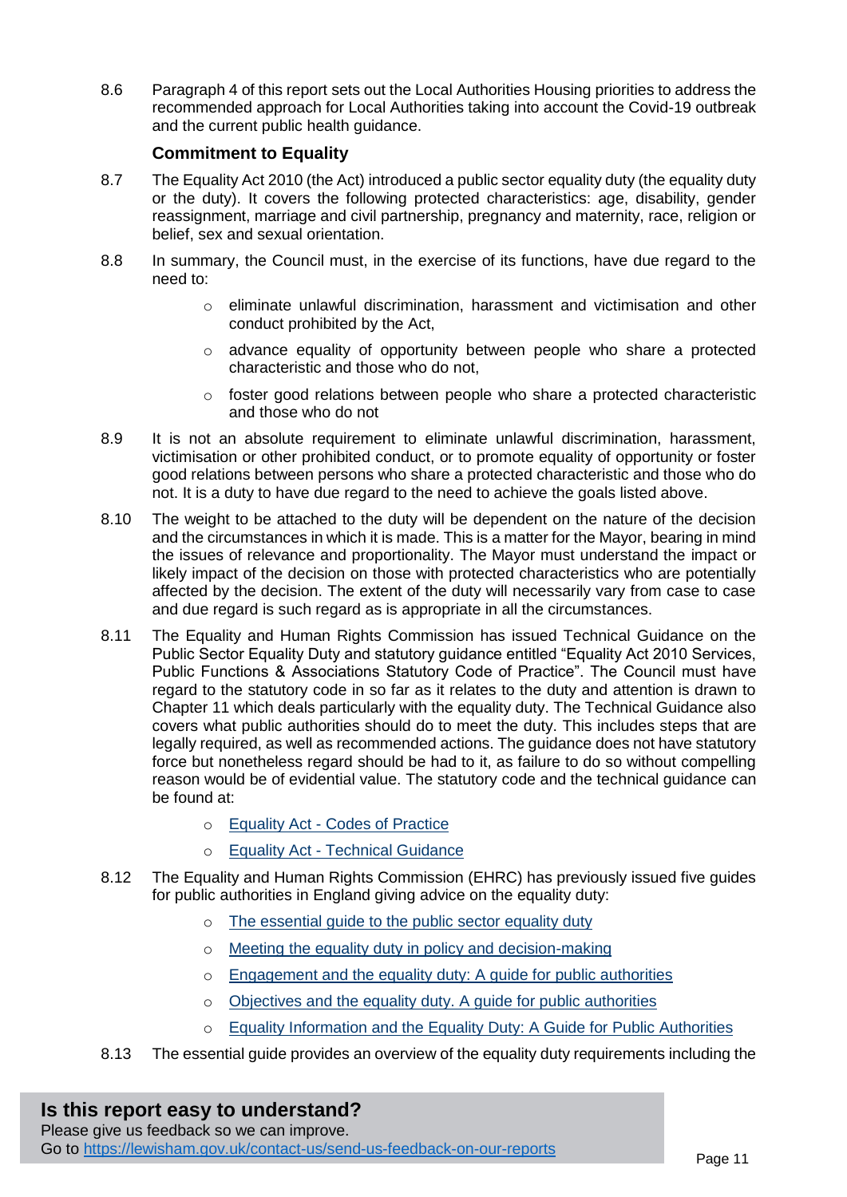8.6 Paragraph 4 of this report sets out the Local Authorities Housing priorities to address the recommended approach for Local Authorities taking into account the Covid-19 outbreak and the current public health guidance.

### Commitment to Equality

8.7 The Equality Act 2010 (the Act) introduced a public sector equality duty (the equality duty or the duty). It covers the following protected characteristics: age, disability, gender reassignment, marriage and civil partnership, pregnancy and maternity, race, religion or belief, sex and sexual orientation.

8.8 In summary, the Council must, in the exercise of its functions, have due regard to the need to:

- eliminate unlawful discrimination, harassment and victimisation and other conduct prohibited by the Act,
- advance equality of opportunity between people who share a protected characteristic and those who do not,
- foster good relations between people who share a protected characteristic and those who do not

8.9 It is not an absolute requirement to eliminate unlawful discrimination, harassment, victimisation or other prohibited conduct, or to promote equality of opportunity or foster good relations between persons who share a protected characteristic and those who do not. It is a duty to have due regard to the need to achieve the goals listed above.

8.10 The weight to be attached to the duty will be dependent on the nature of the decision and the circumstances in which it is made. This is a matter for the Mayor, bearing in mind the issues of relevance and proportionality. The Mayor must understand the impact or likely impact of the decision on those with protected characteristics who are potentially affected by the decision. The extent of the duty will necessarily vary from case to case and due regard is such regard as is appropriate in all the circumstances.

8.11 The Equality and Human Rights Commission has issued Technical Guidance on the Public Sector Equality Duty and statutory guidance entitled "Equality Act 2010 Services, Public Functions & Associations Statutory Code of Practice". The Council must have regard to the statutory code in so far as it relates to the duty and attention is drawn to Chapter 11 which deals particularly with the equality duty. The Technical Guidance also covers what public authorities should do to meet the duty. This includes steps that are legally required, as well as recommended actions. The guidance does not have statutory force but nonetheless regard should be had to it, as failure to do so without compelling reason would be of evidential value. The statutory code and the technical guidance can be found at:

- Equality Act - Codes of Practice
- Equality Act - Technical Guidance

8.12 The Equality and Human Rights Commission (EHRC) has previously issued five guides for public authorities in England giving advice on the equality duty:

- The essential guide to the public sector equality duty
- Meeting the equality duty in policy and decision-making
- Engagement and the equality duty: A guide for public authorities
- Objectives and the equality duty. A guide for public authorities
- Equality Information and the Equality Duty: A Guide for Public Authorities

8.13 The essential guide provides an overview of the equality duty requirements including the

**Is this report easy to understand?**
Please give us feedback so we can improve.
Go to https://lewisham.gov.uk/contact-us/send-us-feedback-on-our-reports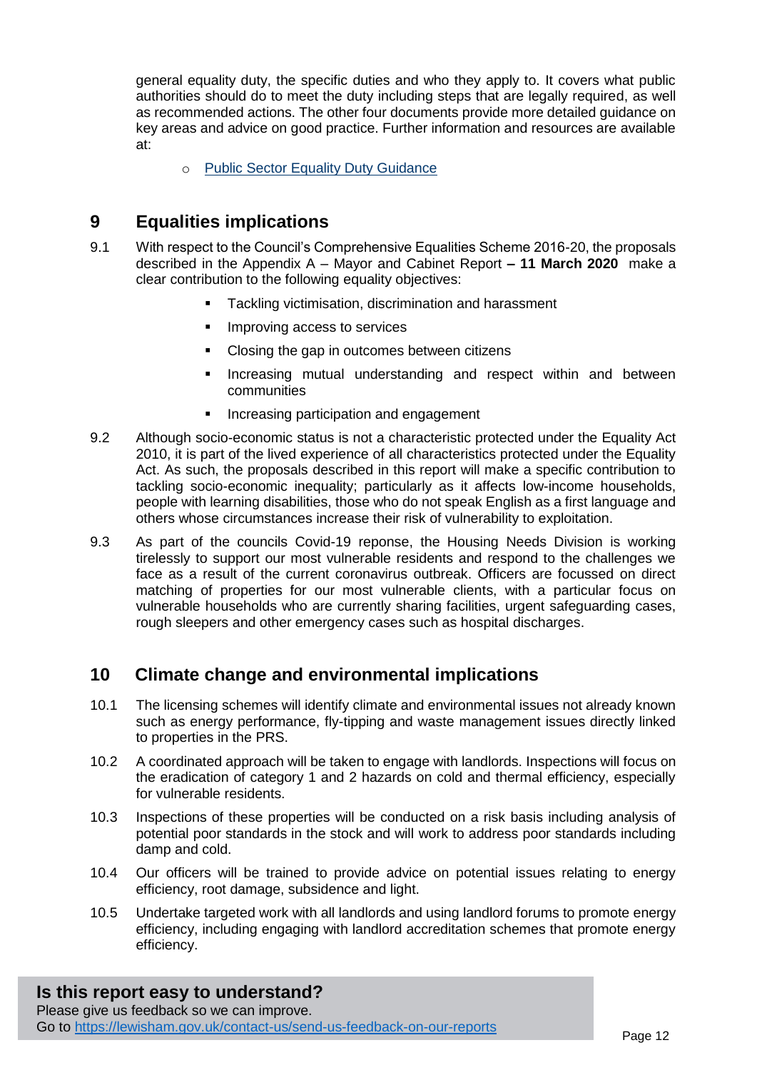general equality duty, the specific duties and who they apply to. It covers what public authorities should do to meet the duty including steps that are legally required, as well as recommended actions. The other four documents provide more detailed guidance on key areas and advice on good practice. Further information and resources are available at:

- [Public Sector Equality Duty Guidance](#)

## 9 Equalities implications

9.1 With respect to the Council's Comprehensive Equalities Scheme 2016-20, the proposals described in the Appendix A – Mayor and Cabinet Report **– 11 March 2020** make a clear contribution to the following equality objectives:

- Tackling victimisation, discrimination and harassment
- Improving access to services
- Closing the gap in outcomes between citizens
- Increasing mutual understanding and respect within and between communities
- Increasing participation and engagement

9.2 Although socio-economic status is not a characteristic protected under the Equality Act 2010, it is part of the lived experience of all characteristics protected under the Equality Act. As such, the proposals described in this report will make a specific contribution to tackling socio-economic inequality; particularly as it affects low-income households, people with learning disabilities, those who do not speak English as a first language and others whose circumstances increase their risk of vulnerability to exploitation.

9.3 As part of the councils Covid-19 reponse, the Housing Needs Division is working tirelessly to support our most vulnerable residents and respond to the challenges we face as a result of the current coronavirus outbreak. Officers are focussed on direct matching of properties for our most vulnerable clients, with a particular focus on vulnerable households who are currently sharing facilities, urgent safeguarding cases, rough sleepers and other emergency cases such as hospital discharges.

## 10 Climate change and environmental implications

10.1 The licensing schemes will identify climate and environmental issues not already known such as energy performance, fly-tipping and waste management issues directly linked to properties in the PRS.

10.2 A coordinated approach will be taken to engage with landlords. Inspections will focus on the eradication of category 1 and 2 hazards on cold and thermal efficiency, especially for vulnerable residents.

10.3 Inspections of these properties will be conducted on a risk basis including analysis of potential poor standards in the stock and will work to address poor standards including damp and cold.

10.4 Our officers will be trained to provide advice on potential issues relating to energy efficiency, root damage, subsidence and light.

10.5 Undertake targeted work with all landlords and using landlord forums to promote energy efficiency, including engaging with landlord accreditation schemes that promote energy efficiency.

**Is this report easy to understand?**
Please give us feedback so we can improve.
Go to https://lewisham.gov.uk/contact-us/send-us-feedback-on-our-reports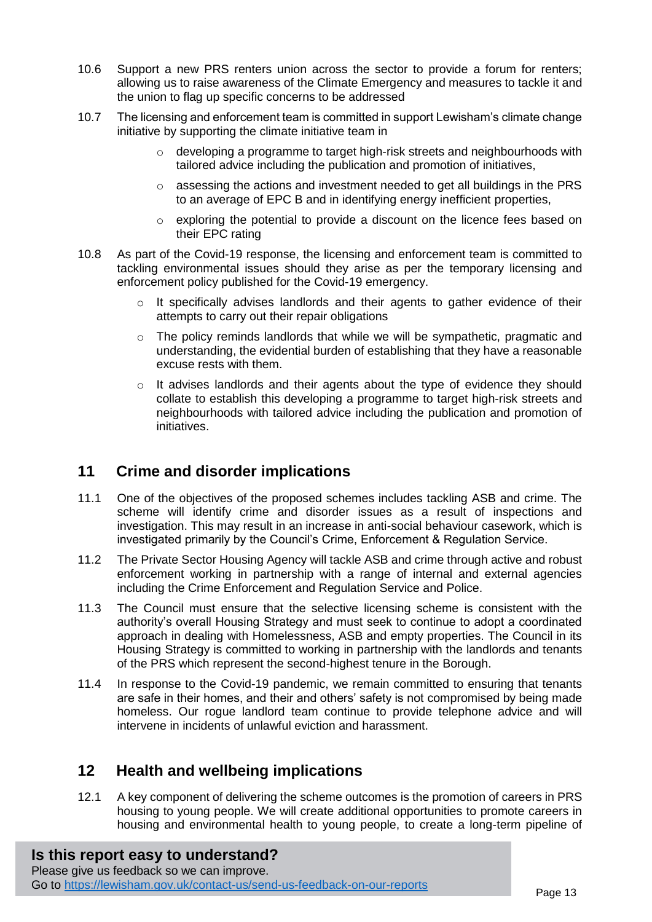10.6 Support a new PRS renters union across the sector to provide a forum for renters; allowing us to raise awareness of the Climate Emergency and measures to tackle it and the union to flag up specific concerns to be addressed

10.7 The licensing and enforcement team is committed in support Lewisham's climate change initiative by supporting the climate initiative team in

- developing a programme to target high-risk streets and neighbourhoods with tailored advice including the publication and promotion of initiatives,
- assessing the actions and investment needed to get all buildings in the PRS to an average of EPC B and in identifying energy inefficient properties,
- exploring the potential to provide a discount on the licence fees based on their EPC rating

10.8 As part of the Covid-19 response, the licensing and enforcement team is committed to tackling environmental issues should they arise as per the temporary licensing and enforcement policy published for the Covid-19 emergency.

- It specifically advises landlords and their agents to gather evidence of their attempts to carry out their repair obligations
- The policy reminds landlords that while we will be sympathetic, pragmatic and understanding, the evidential burden of establishing that they have a reasonable excuse rests with them.
- It advises landlords and their agents about the type of evidence they should collate to establish this developing a programme to target high-risk streets and neighbourhoods with tailored advice including the publication and promotion of initiatives.

## 11 Crime and disorder implications

11.1 One of the objectives of the proposed schemes includes tackling ASB and crime. The scheme will identify crime and disorder issues as a result of inspections and investigation. This may result in an increase in anti-social behaviour casework, which is investigated primarily by the Council's Crime, Enforcement & Regulation Service.

11.2 The Private Sector Housing Agency will tackle ASB and crime through active and robust enforcement working in partnership with a range of internal and external agencies including the Crime Enforcement and Regulation Service and Police.

11.3 The Council must ensure that the selective licensing scheme is consistent with the authority's overall Housing Strategy and must seek to continue to adopt a coordinated approach in dealing with Homelessness, ASB and empty properties. The Council in its Housing Strategy is committed to working in partnership with the landlords and tenants of the PRS which represent the second-highest tenure in the Borough.

11.4 In response to the Covid-19 pandemic, we remain committed to ensuring that tenants are safe in their homes, and their and others' safety is not compromised by being made homeless. Our rogue landlord team continue to provide telephone advice and will intervene in incidents of unlawful eviction and harassment.

## 12 Health and wellbeing implications

12.1 A key component of delivering the scheme outcomes is the promotion of careers in PRS housing to young people. We will create additional opportunities to promote careers in housing and environmental health to young people, to create a long-term pipeline of

**Is this report easy to understand?**
Please give us feedback so we can improve.
Go to https://lewisham.gov.uk/contact-us/send-us-feedback-on-our-reports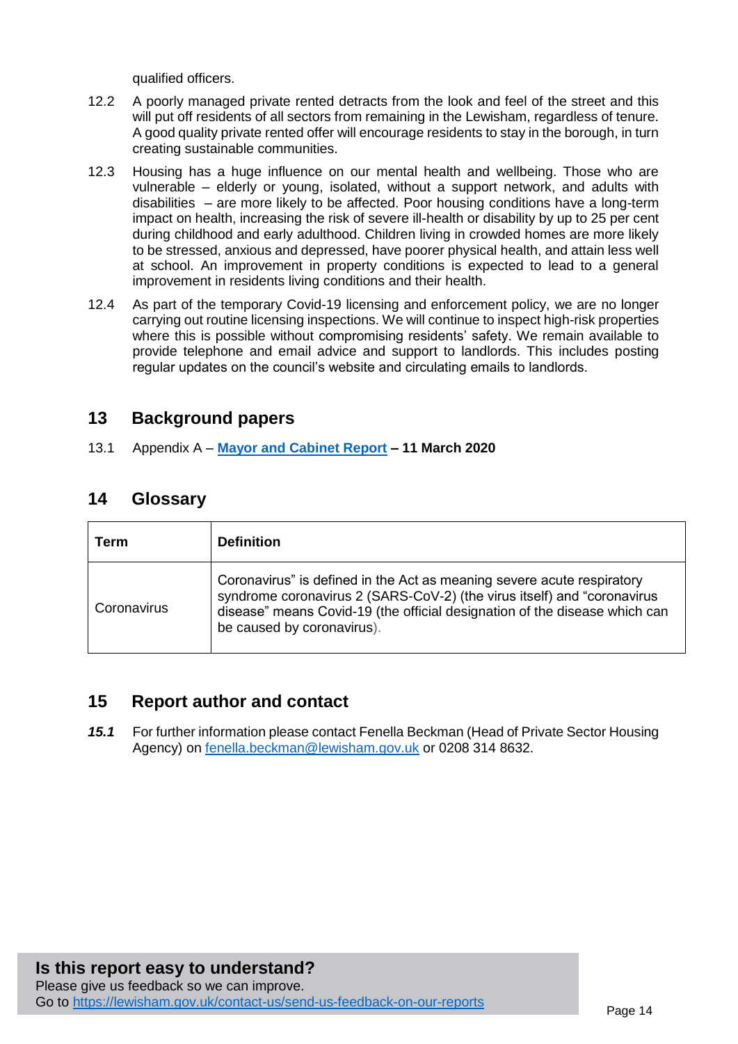qualified officers.

12.2 A poorly managed private rented detracts from the look and feel of the street and this will put off residents of all sectors from remaining in the Lewisham, regardless of tenure. A good quality private rented offer will encourage residents to stay in the borough, in turn creating sustainable communities.

12.3 Housing has a huge influence on our mental health and wellbeing. Those who are vulnerable – elderly or young, isolated, without a support network, and adults with disabilities – are more likely to be affected. Poor housing conditions have a long-term impact on health, increasing the risk of severe ill-health or disability by up to 25 per cent during childhood and early adulthood. Children living in crowded homes are more likely to be stressed, anxious and depressed, have poorer physical health, and attain less well at school. An improvement in property conditions is expected to lead to a general improvement in residents living conditions and their health.

12.4 As part of the temporary Covid-19 licensing and enforcement policy, we are no longer carrying out routine licensing inspections. We will continue to inspect high-risk properties where this is possible without compromising residents' safety. We remain available to provide telephone and email advice and support to landlords. This includes posting regular updates on the council's website and circulating emails to landlords.

## 13 Background papers

13.1 Appendix A – **Mayor and Cabinet Report – 11 March 2020**

## 14 Glossary

| Term | Definition |
|---|---|
| Coronavirus | Coronavirus" is defined in the Act as meaning severe acute respiratory syndrome coronavirus 2 (SARS-CoV-2) (the virus itself) and "coronavirus disease" means Covid-19 (the official designation of the disease which can be caused by coronavirus). |

## 15 Report author and contact

***15.1*** For further information please contact Fenella Beckman (Head of Private Sector Housing Agency) on fenella.beckman@lewisham.gov.uk or 0208 314 8632.

**Is this report easy to understand?**
Please give us feedback so we can improve.
Go to https://lewisham.gov.uk/contact-us/send-us-feedback-on-our-reports